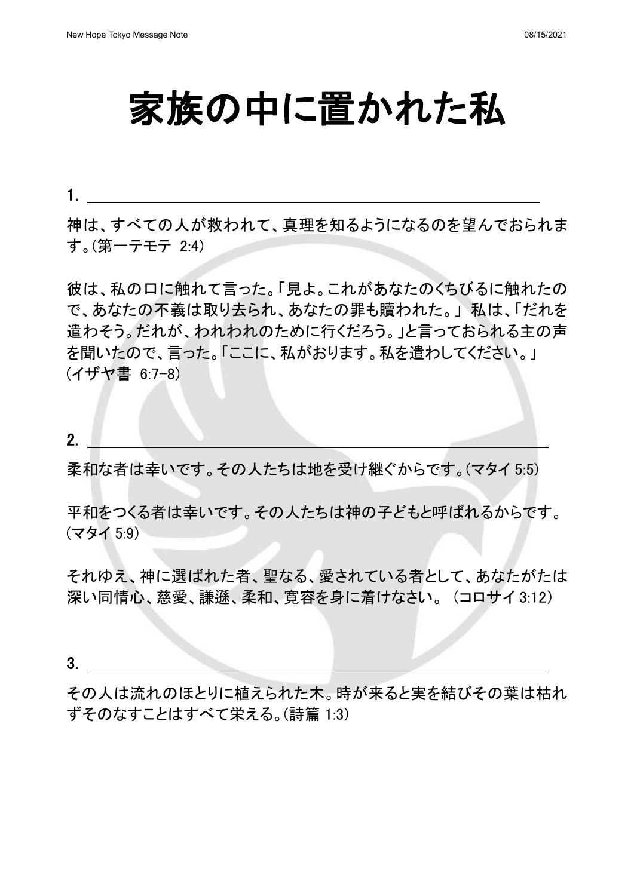# 家族の中に置かれた私

1. ____________________________________________

神は、すべての人が救われて、真理を知るようになるのを望んでおられます。(第一テモテ 2:4)

彼は、私の口に触れて言った。「見よ。これがあなたのくちびるに触れたので、あなたの不義は取り去られ、あなたの罪も贖われた。」 私は、「だれを遣わそう。だれが、われわれのために行くだろう。」と言っておられる主の声を聞いたので、言った。「ここに、私がおります。私を遣わしてください。」(イザヤ書 6:7-8)

2. ____________________________________________

柔和な者は幸いです。その人たちは地を受け継ぐからです。(マタイ 5:5)

平和をつくる者は幸いです。その人たちは神の子どもと呼ばれるからです。(マタイ 5:9)

それゆえ、神に選ばれた者、聖なる、愛されている者として、あなたがたは深い同情心、慈愛、謙遜、柔和、寛容を身に着けなさい。(コロサイ 3:12)

3. ____________________________________________

その人は流れのほとりに植えられた木。時が来ると実を結びその葉は枯れずそのなすことはすべて栄える。(詩篇 1:3)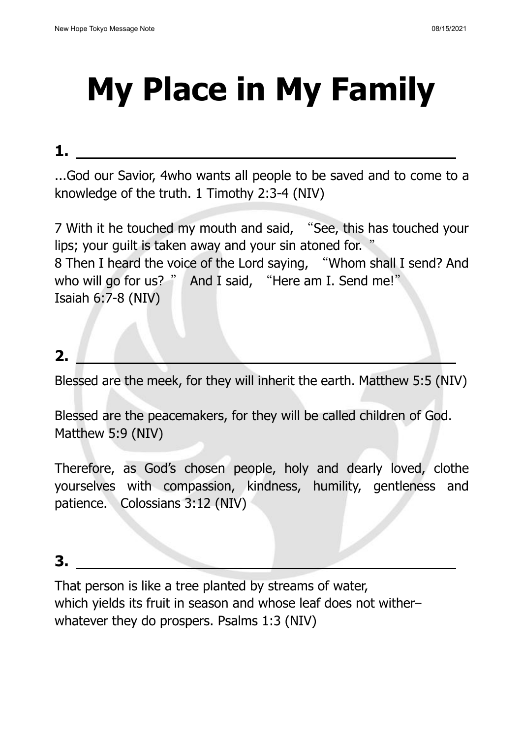# My Place in My Family

## 1. ______________________________

...God our Savior, 4who wants all people to be saved and to come to a knowledge of the truth. 1 Timothy 2:3-4 (NIV)

7 With it he touched my mouth and said, "See, this has touched your lips; your guilt is taken away and your sin atoned for. "
8 Then I heard the voice of the Lord saying, "Whom shall I send? And who will go for us? " And I said, "Here am I. Send me!"
Isaiah 6:7-8 (NIV)

## 2. ______________________________

Blessed are the meek, for they will inherit the earth. Matthew 5:5 (NIV)

Blessed are the peacemakers, for they will be called children of God. Matthew 5:9 (NIV)

Therefore, as God's chosen people, holy and dearly loved, clothe yourselves with compassion, kindness, humility, gentleness and patience. Colossians 3:12 (NIV)

## 3. ______________________________

That person is like a tree planted by streams of water,
which yields its fruit in season and whose leaf does not wither–
whatever they do prospers. Psalms 1:3 (NIV)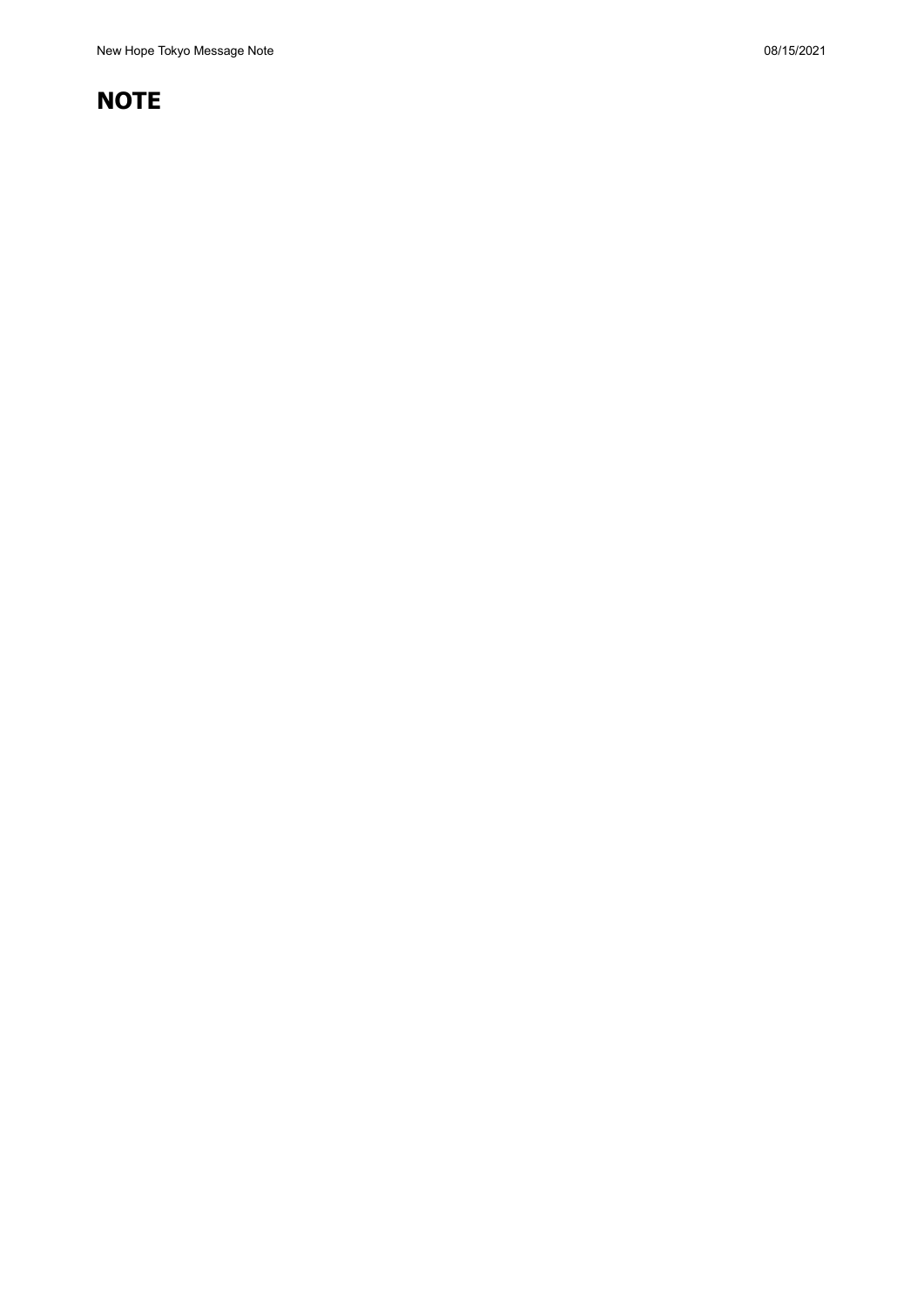## NOTE